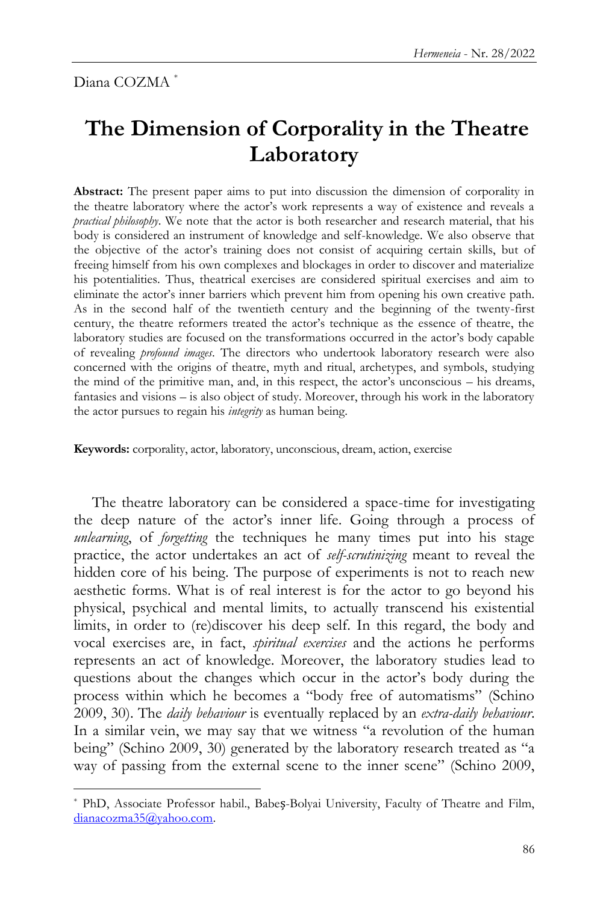Diana COZMA [*]

# The Dimension of Corporality in the Theatre Laboratory

**Abstract:** The present paper aims to put into discussion the dimension of corporality in the theatre laboratory where the actor's work represents a way of existence and reveals a *practical philosophy*. We note that the actor is both researcher and research material, that his body is considered an instrument of knowledge and self-knowledge. We also observe that the objective of the actor's training does not consist of acquiring certain skills, but of freeing himself from his own complexes and blockages in order to discover and materialize his potentialities. Thus, theatrical exercises are considered spiritual exercises and aim to eliminate the actor's inner barriers which prevent him from opening his own creative path. As in the second half of the twentieth century and the beginning of the twenty-first century, the theatre reformers treated the actor's technique as the essence of theatre, the laboratory studies are focused on the transformations occurred in the actor's body capable of revealing *profound images*. The directors who undertook laboratory research were also concerned with the origins of theatre, myth and ritual, archetypes, and symbols, studying the mind of the primitive man, and, in this respect, the actor's unconscious – his dreams, fantasies and visions – is also object of study. Moreover, through his work in the laboratory the actor pursues to regain his *integrity* as human being.

**Keywords:** corporality, actor, laboratory, unconscious, dream, action, exercise

The theatre laboratory can be considered a space-time for investigating the deep nature of the actor's inner life. Going through a process of *unlearning*, of *forgetting* the techniques he many times put into his stage practice, the actor undertakes an act of *self-scrutinizing* meant to reveal the hidden core of his being. The purpose of experiments is not to reach new aesthetic forms. What is of real interest is for the actor to go beyond his physical, psychical and mental limits, to actually transcend his existential limits, in order to (re)discover his deep self. In this regard, the body and vocal exercises are, in fact, *spiritual exercises* and the actions he performs represents an act of knowledge. Moreover, the laboratory studies lead to questions about the changes which occur in the actor's body during the process within which he becomes a "body free of automatisms" (Schino 2009, 30). The *daily behaviour* is eventually replaced by an *extra-daily behaviour*. In a similar vein, we may say that we witness "a revolution of the human being" (Schino 2009, 30) generated by the laboratory research treated as "a way of passing from the external scene to the inner scene" (Schino 2009,

---

[*] PhD, Associate Professor habil., Babeş-Bolyai University, Faculty of Theatre and Film, dianacozma35@yahoo.com.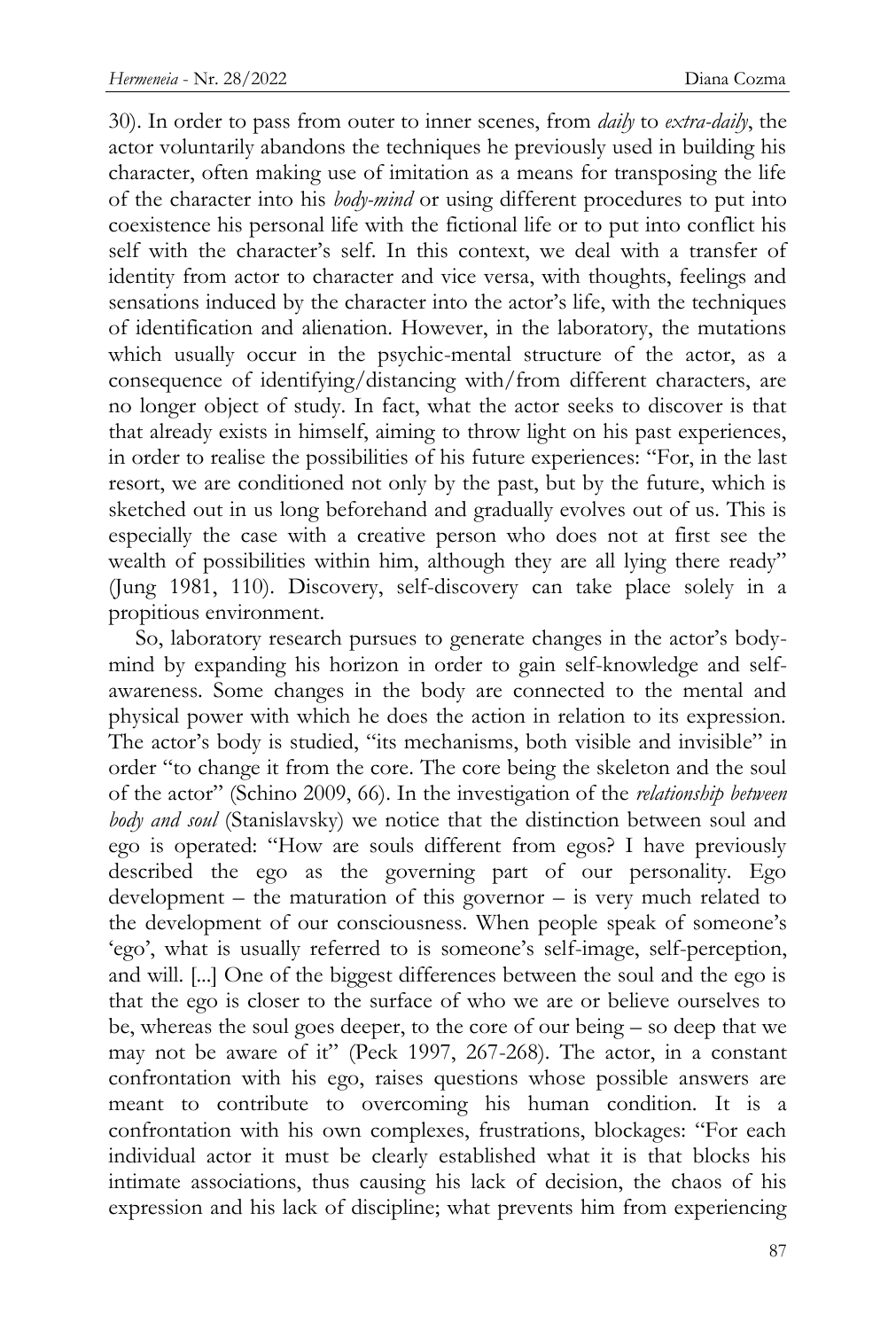30). In order to pass from outer to inner scenes, from *daily* to *extra-daily*, the actor voluntarily abandons the techniques he previously used in building his character, often making use of imitation as a means for transposing the life of the character into his *body-mind* or using different procedures to put into coexistence his personal life with the fictional life or to put into conflict his self with the character's self. In this context, we deal with a transfer of identity from actor to character and vice versa, with thoughts, feelings and sensations induced by the character into the actor's life, with the techniques of identification and alienation. However, in the laboratory, the mutations which usually occur in the psychic-mental structure of the actor, as a consequence of identifying/distancing with/from different characters, are no longer object of study. In fact, what the actor seeks to discover is that that already exists in himself, aiming to throw light on his past experiences, in order to realise the possibilities of his future experiences: "For, in the last resort, we are conditioned not only by the past, but by the future, which is sketched out in us long beforehand and gradually evolves out of us. This is especially the case with a creative person who does not at first see the wealth of possibilities within him, although they are all lying there ready" (Jung 1981, 110). Discovery, self-discovery can take place solely in a propitious environment.

So, laboratory research pursues to generate changes in the actor's body-mind by expanding his horizon in order to gain self-knowledge and self-awareness. Some changes in the body are connected to the mental and physical power with which he does the action in relation to its expression. The actor's body is studied, "its mechanisms, both visible and invisible" in order "to change it from the core. The core being the skeleton and the soul of the actor" (Schino 2009, 66). In the investigation of the *relationship between body and soul* (Stanislavsky) we notice that the distinction between soul and ego is operated: "How are souls different from egos? I have previously described the ego as the governing part of our personality. Ego development – the maturation of this governor – is very much related to the development of our consciousness. When people speak of someone's 'ego', what is usually referred to is someone's self-image, self-perception, and will. [...] One of the biggest differences between the soul and the ego is that the ego is closer to the surface of who we are or believe ourselves to be, whereas the soul goes deeper, to the core of our being – so deep that we may not be aware of it" (Peck 1997, 267-268). The actor, in a constant confrontation with his ego, raises questions whose possible answers are meant to contribute to overcoming his human condition. It is a confrontation with his own complexes, frustrations, blockages: "For each individual actor it must be clearly established what it is that blocks his intimate associations, thus causing his lack of decision, the chaos of his expression and his lack of discipline; what prevents him from experiencing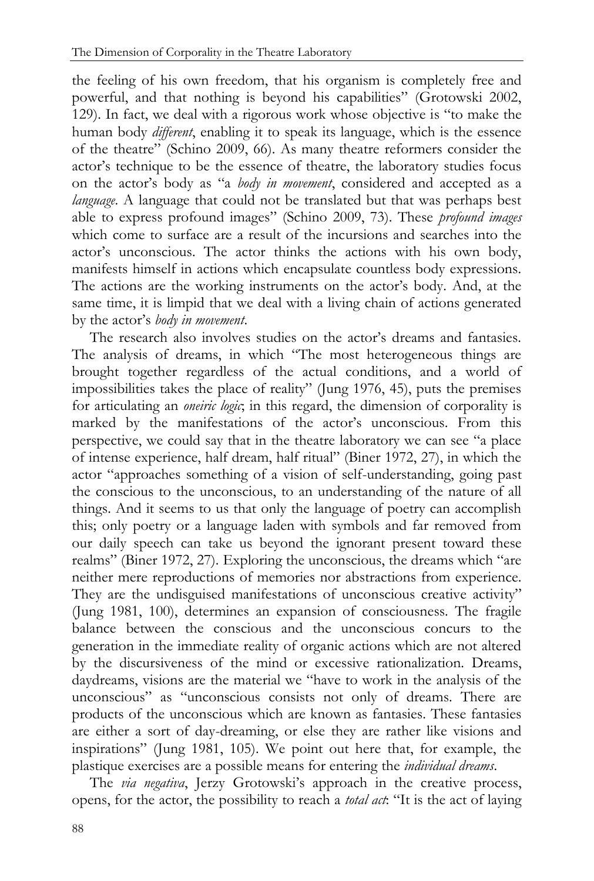the feeling of his own freedom, that his organism is completely free and powerful, and that nothing is beyond his capabilities" (Grotowski 2002, 129). In fact, we deal with a rigorous work whose objective is "to make the human body *different*, enabling it to speak its language, which is the essence of the theatre" (Schino 2009, 66). As many theatre reformers consider the actor's technique to be the essence of theatre, the laboratory studies focus on the actor's body as "a *body in movement*, considered and accepted as a *language*. A language that could not be translated but that was perhaps best able to express profound images" (Schino 2009, 73). These *profound images* which come to surface are a result of the incursions and searches into the actor's unconscious. The actor thinks the actions with his own body, manifests himself in actions which encapsulate countless body expressions. The actions are the working instruments on the actor's body. And, at the same time, it is limpid that we deal with a living chain of actions generated by the actor's *body in movement*.

The research also involves studies on the actor's dreams and fantasies. The analysis of dreams, in which "The most heterogeneous things are brought together regardless of the actual conditions, and a world of impossibilities takes the place of reality" (Jung 1976, 45), puts the premises for articulating an *oneiric logic*; in this regard, the dimension of corporality is marked by the manifestations of the actor's unconscious. From this perspective, we could say that in the theatre laboratory we can see "a place of intense experience, half dream, half ritual" (Biner 1972, 27), in which the actor "approaches something of a vision of self-understanding, going past the conscious to the unconscious, to an understanding of the nature of all things. And it seems to us that only the language of poetry can accomplish this; only poetry or a language laden with symbols and far removed from our daily speech can take us beyond the ignorant present toward these realms" (Biner 1972, 27). Exploring the unconscious, the dreams which "are neither mere reproductions of memories nor abstractions from experience. They are the undisguised manifestations of unconscious creative activity" (Jung 1981, 100), determines an expansion of consciousness. The fragile balance between the conscious and the unconscious concurs to the generation in the immediate reality of organic actions which are not altered by the discursiveness of the mind or excessive rationalization. Dreams, daydreams, visions are the material we "have to work in the analysis of the unconscious" as "unconscious consists not only of dreams. There are products of the unconscious which are known as fantasies. These fantasies are either a sort of day-dreaming, or else they are rather like visions and inspirations" (Jung 1981, 105). We point out here that, for example, the plastique exercises are a possible means for entering the *individual dreams*.

The *via negativa*, Jerzy Grotowski's approach in the creative process, opens, for the actor, the possibility to reach a *total act*: "It is the act of laying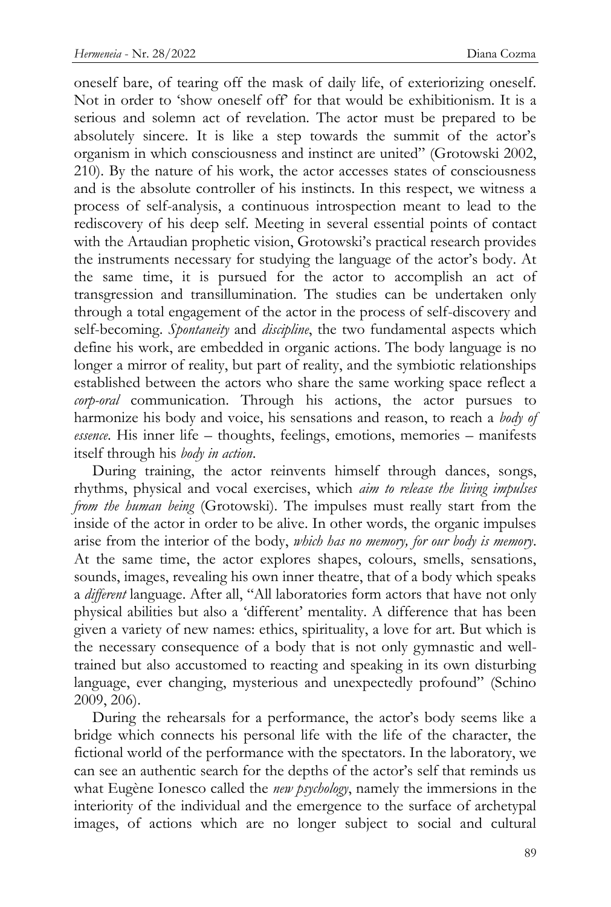oneself bare, of tearing off the mask of daily life, of exteriorizing oneself. Not in order to 'show oneself off' for that would be exhibitionism. It is a serious and solemn act of revelation. The actor must be prepared to be absolutely sincere. It is like a step towards the summit of the actor's organism in which consciousness and instinct are united" (Grotowski 2002, 210). By the nature of his work, the actor accesses states of consciousness and is the absolute controller of his instincts. In this respect, we witness a process of self-analysis, a continuous introspection meant to lead to the rediscovery of his deep self. Meeting in several essential points of contact with the Artaudian prophetic vision, Grotowski's practical research provides the instruments necessary for studying the language of the actor's body. At the same time, it is pursued for the actor to accomplish an act of transgression and transillumination. The studies can be undertaken only through a total engagement of the actor in the process of self-discovery and self-becoming. *Spontaneity* and *discipline*, the two fundamental aspects which define his work, are embedded in organic actions. The body language is no longer a mirror of reality, but part of reality, and the symbiotic relationships established between the actors who share the same working space reflect a *corp-oral* communication. Through his actions, the actor pursues to harmonize his body and voice, his sensations and reason, to reach a *body of essence*. His inner life – thoughts, feelings, emotions, memories – manifests itself through his *body in action*.

During training, the actor reinvents himself through dances, songs, rhythms, physical and vocal exercises, which *aim to release the living impulses from the human being* (Grotowski). The impulses must really start from the inside of the actor in order to be alive. In other words, the organic impulses arise from the interior of the body, *which has no memory, for our body is memory*. At the same time, the actor explores shapes, colours, smells, sensations, sounds, images, revealing his own inner theatre, that of a body which speaks a *different* language. After all, "All laboratories form actors that have not only physical abilities but also a 'different' mentality. A difference that has been given a variety of new names: ethics, spirituality, a love for art. But which is the necessary consequence of a body that is not only gymnastic and well-trained but also accustomed to reacting and speaking in its own disturbing language, ever changing, mysterious and unexpectedly profound" (Schino 2009, 206).

During the rehearsals for a performance, the actor's body seems like a bridge which connects his personal life with the life of the character, the fictional world of the performance with the spectators. In the laboratory, we can see an authentic search for the depths of the actor's self that reminds us what Eugène Ionesco called the *new psychology*, namely the immersions in the interiority of the individual and the emergence to the surface of archetypal images, of actions which are no longer subject to social and cultural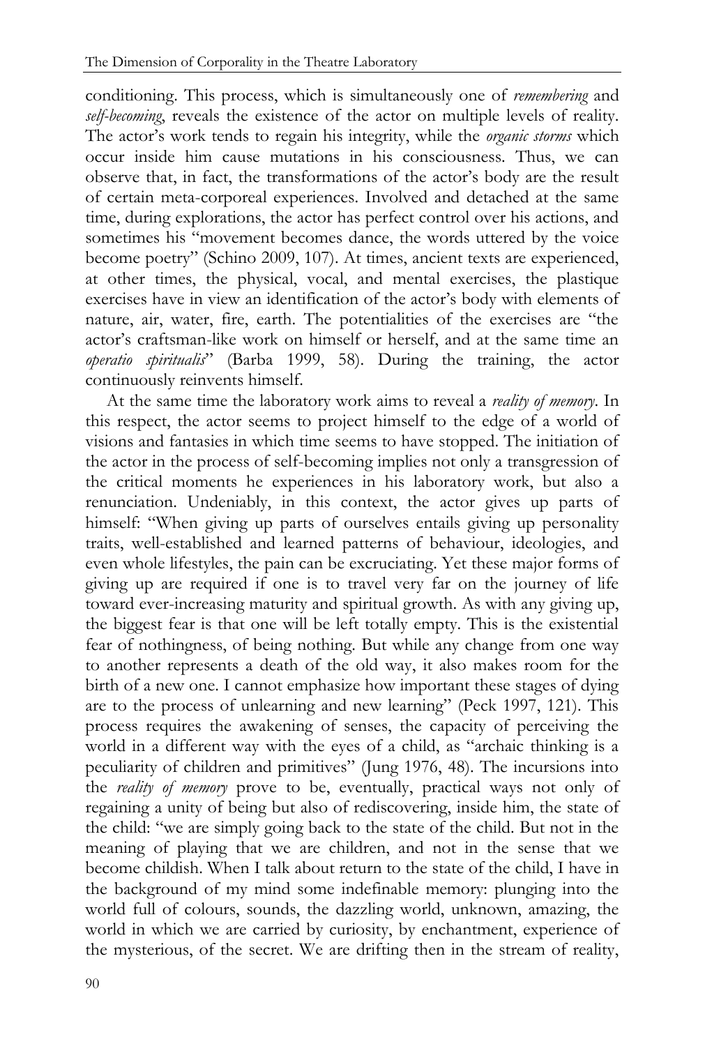conditioning. This process, which is simultaneously one of *remembering* and *self-becoming*, reveals the existence of the actor on multiple levels of reality. The actor's work tends to regain his integrity, while the *organic storms* which occur inside him cause mutations in his consciousness. Thus, we can observe that, in fact, the transformations of the actor's body are the result of certain meta-corporeal experiences. Involved and detached at the same time, during explorations, the actor has perfect control over his actions, and sometimes his "movement becomes dance, the words uttered by the voice become poetry" (Schino 2009, 107). At times, ancient texts are experienced, at other times, the physical, vocal, and mental exercises, the plastique exercises have in view an identification of the actor's body with elements of nature, air, water, fire, earth. The potentialities of the exercises are "the actor's craftsman-like work on himself or herself, and at the same time an *operatio spiritualis*" (Barba 1999, 58). During the training, the actor continuously reinvents himself.

At the same time the laboratory work aims to reveal a *reality of memory*. In this respect, the actor seems to project himself to the edge of a world of visions and fantasies in which time seems to have stopped. The initiation of the actor in the process of self-becoming implies not only a transgression of the critical moments he experiences in his laboratory work, but also a renunciation. Undeniably, in this context, the actor gives up parts of himself: "When giving up parts of ourselves entails giving up personality traits, well-established and learned patterns of behaviour, ideologies, and even whole lifestyles, the pain can be excruciating. Yet these major forms of giving up are required if one is to travel very far on the journey of life toward ever-increasing maturity and spiritual growth. As with any giving up, the biggest fear is that one will be left totally empty. This is the existential fear of nothingness, of being nothing. But while any change from one way to another represents a death of the old way, it also makes room for the birth of a new one. I cannot emphasize how important these stages of dying are to the process of unlearning and new learning" (Peck 1997, 121). This process requires the awakening of senses, the capacity of perceiving the world in a different way with the eyes of a child, as "archaic thinking is a peculiarity of children and primitives" (Jung 1976, 48). The incursions into the *reality of memory* prove to be, eventually, practical ways not only of regaining a unity of being but also of rediscovering, inside him, the state of the child: "we are simply going back to the state of the child. But not in the meaning of playing that we are children, and not in the sense that we become childish. When I talk about return to the state of the child, I have in the background of my mind some indefinable memory: plunging into the world full of colours, sounds, the dazzling world, unknown, amazing, the world in which we are carried by curiosity, by enchantment, experience of the mysterious, of the secret. We are drifting then in the stream of reality,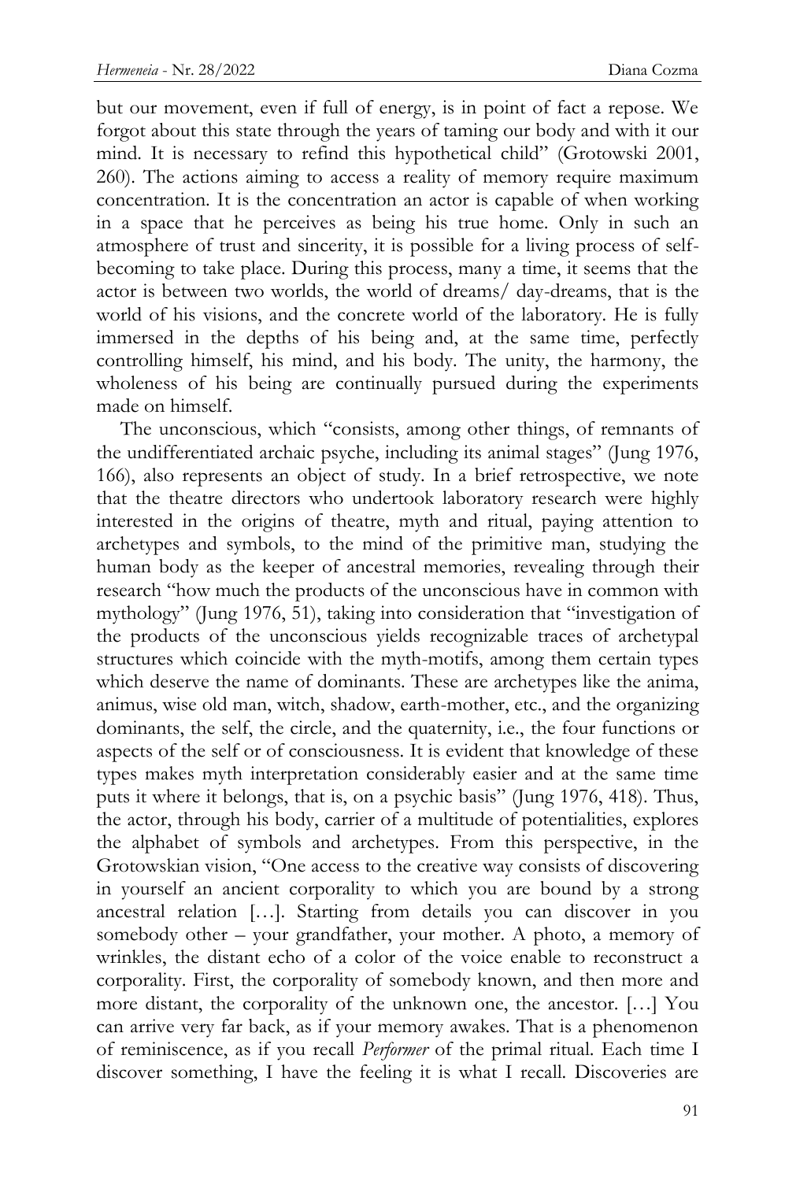but our movement, even if full of energy, is in point of fact a repose. We forgot about this state through the years of taming our body and with it our mind. It is necessary to refind this hypothetical child" (Grotowski 2001, 260). The actions aiming to access a reality of memory require maximum concentration. It is the concentration an actor is capable of when working in a space that he perceives as being his true home. Only in such an atmosphere of trust and sincerity, it is possible for a living process of self-becoming to take place. During this process, many a time, it seems that the actor is between two worlds, the world of dreams/ day-dreams, that is the world of his visions, and the concrete world of the laboratory. He is fully immersed in the depths of his being and, at the same time, perfectly controlling himself, his mind, and his body. The unity, the harmony, the wholeness of his being are continually pursued during the experiments made on himself.

The unconscious, which "consists, among other things, of remnants of the undifferentiated archaic psyche, including its animal stages" (Jung 1976, 166), also represents an object of study. In a brief retrospective, we note that the theatre directors who undertook laboratory research were highly interested in the origins of theatre, myth and ritual, paying attention to archetypes and symbols, to the mind of the primitive man, studying the human body as the keeper of ancestral memories, revealing through their research "how much the products of the unconscious have in common with mythology" (Jung 1976, 51), taking into consideration that "investigation of the products of the unconscious yields recognizable traces of archetypal structures which coincide with the myth-motifs, among them certain types which deserve the name of dominants. These are archetypes like the anima, animus, wise old man, witch, shadow, earth-mother, etc., and the organizing dominants, the self, the circle, and the quaternity, i.e., the four functions or aspects of the self or of consciousness. It is evident that knowledge of these types makes myth interpretation considerably easier and at the same time puts it where it belongs, that is, on a psychic basis" (Jung 1976, 418). Thus, the actor, through his body, carrier of a multitude of potentialities, explores the alphabet of symbols and archetypes. From this perspective, in the Grotowskian vision, "One access to the creative way consists of discovering in yourself an ancient corporality to which you are bound by a strong ancestral relation […]. Starting from details you can discover in you somebody other – your grandfather, your mother. A photo, a memory of wrinkles, the distant echo of a color of the voice enable to reconstruct a corporality. First, the corporality of somebody known, and then more and more distant, the corporality of the unknown one, the ancestor. […] You can arrive very far back, as if your memory awakes. That is a phenomenon of reminiscence, as if you recall *Performer* of the primal ritual. Each time I discover something, I have the feeling it is what I recall. Discoveries are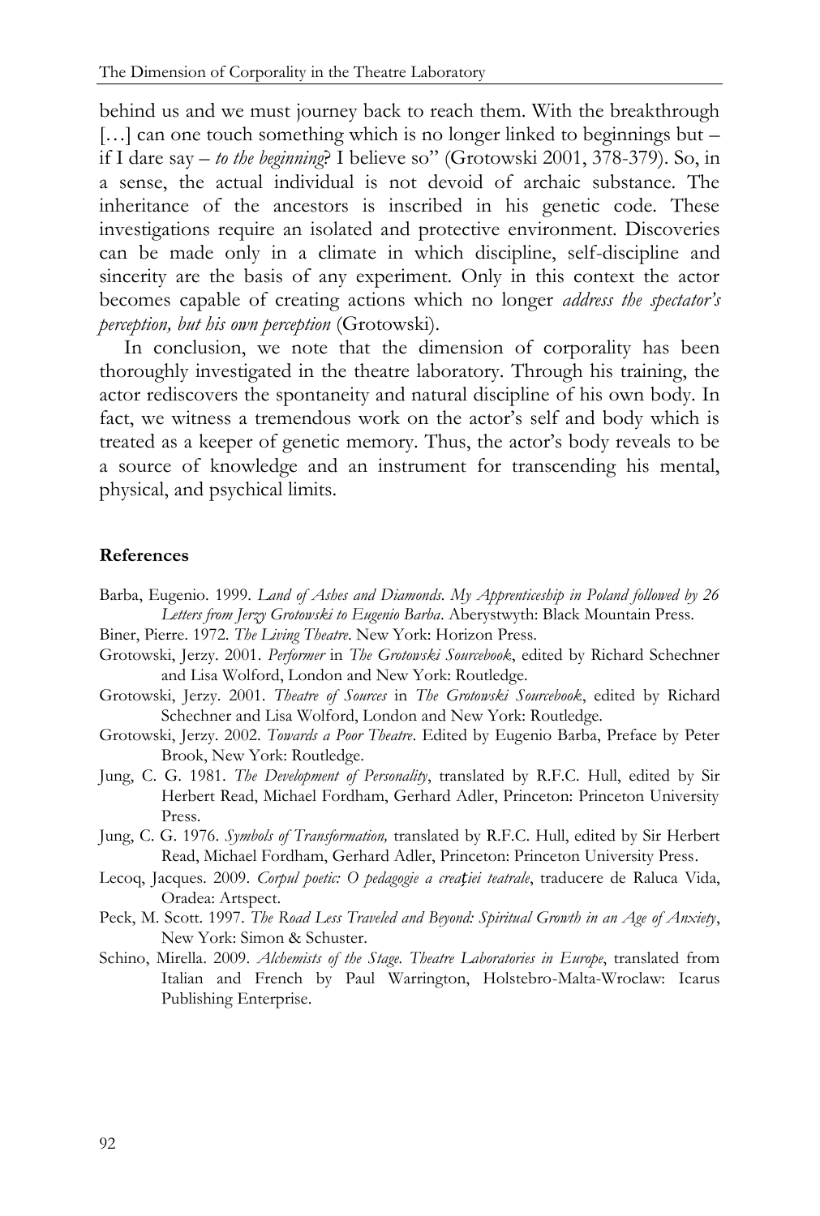behind us and we must journey back to reach them. With the breakthrough […] can one touch something which is no longer linked to beginnings but – if I dare say – *to the beginning*? I believe so" (Grotowski 2001, 378-379). So, in a sense, the actual individual is not devoid of archaic substance. The inheritance of the ancestors is inscribed in his genetic code. These investigations require an isolated and protective environment. Discoveries can be made only in a climate in which discipline, self-discipline and sincerity are the basis of any experiment. Only in this context the actor becomes capable of creating actions which no longer *address the spectator's perception, but his own perception* (Grotowski).

In conclusion, we note that the dimension of corporality has been thoroughly investigated in the theatre laboratory. Through his training, the actor rediscovers the spontaneity and natural discipline of his own body. In fact, we witness a tremendous work on the actor's self and body which is treated as a keeper of genetic memory. Thus, the actor's body reveals to be a source of knowledge and an instrument for transcending his mental, physical, and psychical limits.

## References

Barba, Eugenio. 1999. *Land of Ashes and Diamonds. My Apprenticeship in Poland followed by 26 Letters from Jerzy Grotowski to Eugenio Barba*. Aberystwyth: Black Mountain Press.

Biner, Pierre. 1972. *The Living Theatre*. New York: Horizon Press.

Grotowski, Jerzy. 2001. *Performer* in *The Grotowski Sourcebook*, edited by Richard Schechner and Lisa Wolford, London and New York: Routledge.

Grotowski, Jerzy. 2001. *Theatre of Sources* in *The Grotowski Sourcebook*, edited by Richard Schechner and Lisa Wolford, London and New York: Routledge.

Grotowski, Jerzy. 2002. *Towards a Poor Theatre*. Edited by Eugenio Barba, Preface by Peter Brook, New York: Routledge.

Jung, C. G. 1981. *The Development of Personality*, translated by R.F.C. Hull, edited by Sir Herbert Read, Michael Fordham, Gerhard Adler, Princeton: Princeton University Press.

Jung, C. G. 1976. *Symbols of Transformation,* translated by R.F.C. Hull, edited by Sir Herbert Read, Michael Fordham, Gerhard Adler, Princeton: Princeton University Press.

Lecoq, Jacques. 2009. *Corpul poetic: O pedagogie a creației teatrale*, traducere de Raluca Vida, Oradea: Artspect.

Peck, M. Scott. 1997. *The Road Less Traveled and Beyond: Spiritual Growth in an Age of Anxiety*, New York: Simon & Schuster.

Schino, Mirella. 2009. *Alchemists of the Stage. Theatre Laboratories in Europe*, translated from Italian and French by Paul Warrington, Holstebro-Malta-Wroclaw: Icarus Publishing Enterprise.